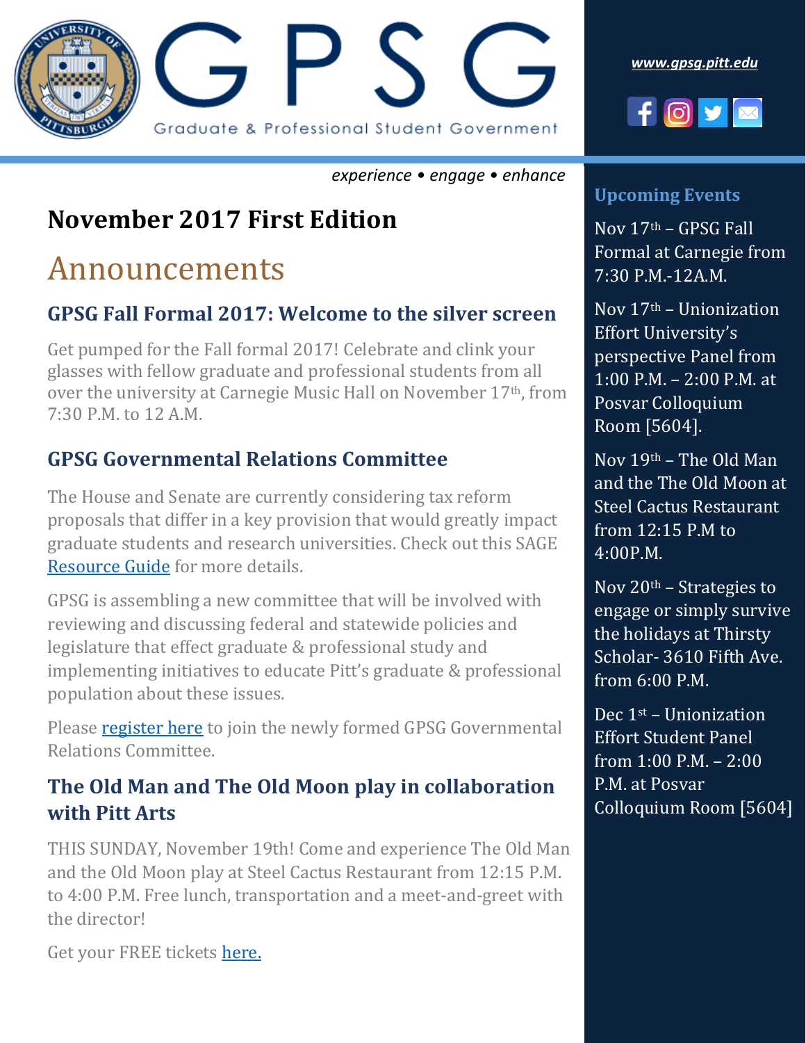# GPSG

Graduate & Professional Student Government

*www.gpsg.pitt.edu*

*experience • engage • enhance*

## November 2017 First Edition

# Announcements

### GPSG Fall Formal 2017: Welcome to the silver screen

Get pumped for the Fall formal 2017! Celebrate and clink your glasses with fellow graduate and professional students from all over the university at Carnegie Music Hall on November 17th, from 7:30 P.M. to 12 A.M.

### GPSG Governmental Relations Committee

The House and Senate are currently considering tax reform proposals that differ in a key provision that would greatly impact graduate students and research universities. Check out this SAGE [Resource Guide]() for more details.

GPSG is assembling a new committee that will be involved with reviewing and discussing federal and statewide policies and legislature that effect graduate & professional study and implementing initiatives to educate Pitt's graduate & professional population about these issues.

Please [register here]() to join the newly formed GPSG Governmental Relations Committee.

### The Old Man and The Old Moon play in collaboration with Pitt Arts

THIS SUNDAY, November 19th! Come and experience The Old Man and the Old Moon play at Steel Cactus Restaurant from 12:15 P.M. to 4:00 P.M. Free lunch, transportation and a meet-and-greet with the director!

Get your FREE tickets [here.]()

### Upcoming Events

Nov 17th – GPSG Fall Formal at Carnegie from 7:30 P.M.-12A.M.

Nov 17th – Unionization Effort University's perspective Panel from 1:00 P.M. – 2:00 P.M. at Posvar Colloquium Room [5604].

Nov 19th – The Old Man and the The Old Moon at Steel Cactus Restaurant from 12:15 P.M to 4:00P.M.

Nov 20th – Strategies to engage or simply survive the holidays at Thirsty Scholar- 3610 Fifth Ave. from 6:00 P.M.

Dec 1st – Unionization Effort Student Panel from 1:00 P.M. – 2:00 P.M. at Posvar Colloquium Room [5604]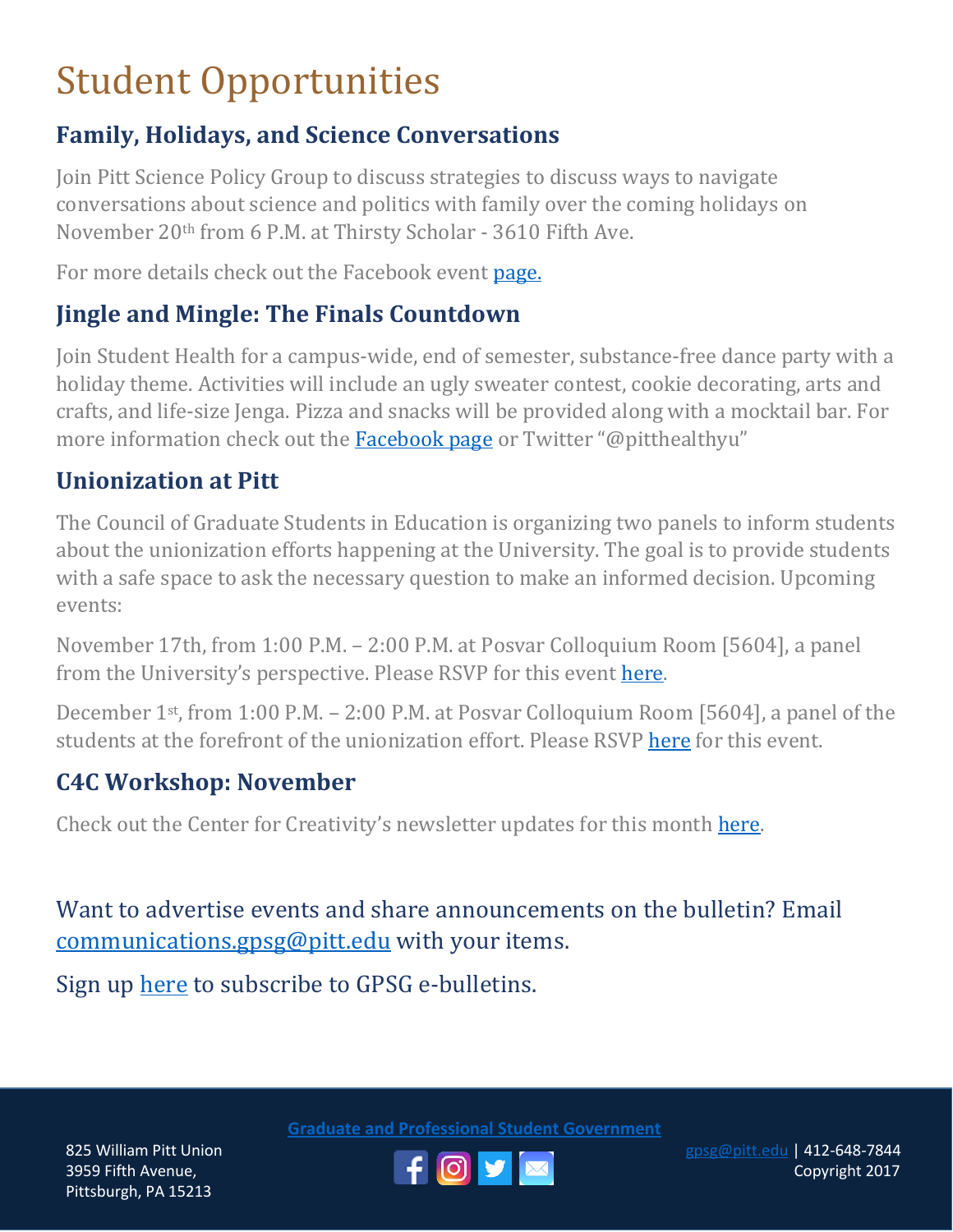# Student Opportunities

## Family, Holidays, and Science Conversations

Join Pitt Science Policy Group to discuss strategies to discuss ways to navigate conversations about science and politics with family over the coming holidays on November 20th from 6 P.M. at Thirsty Scholar - 3610 Fifth Ave.

For more details check out the Facebook event page.

## Jingle and Mingle: The Finals Countdown

Join Student Health for a campus-wide, end of semester, substance-free dance party with a holiday theme. Activities will include an ugly sweater contest, cookie decorating, arts and crafts, and life-size Jenga. Pizza and snacks will be provided along with a mocktail bar. For more information check out the Facebook page or Twitter "@pitthealthyu"

## Unionization at Pitt

The Council of Graduate Students in Education is organizing two panels to inform students about the unionization efforts happening at the University. The goal is to provide students with a safe space to ask the necessary question to make an informed decision. Upcoming events:

November 17th, from 1:00 P.M. – 2:00 P.M. at Posvar Colloquium Room [5604], a panel from the University's perspective. Please RSVP for this event here.

December 1st, from 1:00 P.M. – 2:00 P.M. at Posvar Colloquium Room [5604], a panel of the students at the forefront of the unionization effort. Please RSVP here for this event.

## C4C Workshop: November

Check out the Center for Creativity's newsletter updates for this month here.

Want to advertise events and share announcements on the bulletin? Email communications.gpsg@pitt.edu with your items.

Sign up here to subscribe to GPSG e-bulletins.

**Graduate and Professional Student Government**

825 William Pitt Union
3959 Fifth Avenue,
Pittsburgh, PA 15213

gpsg@pitt.edu | 412-648-7844
Copyright 2017